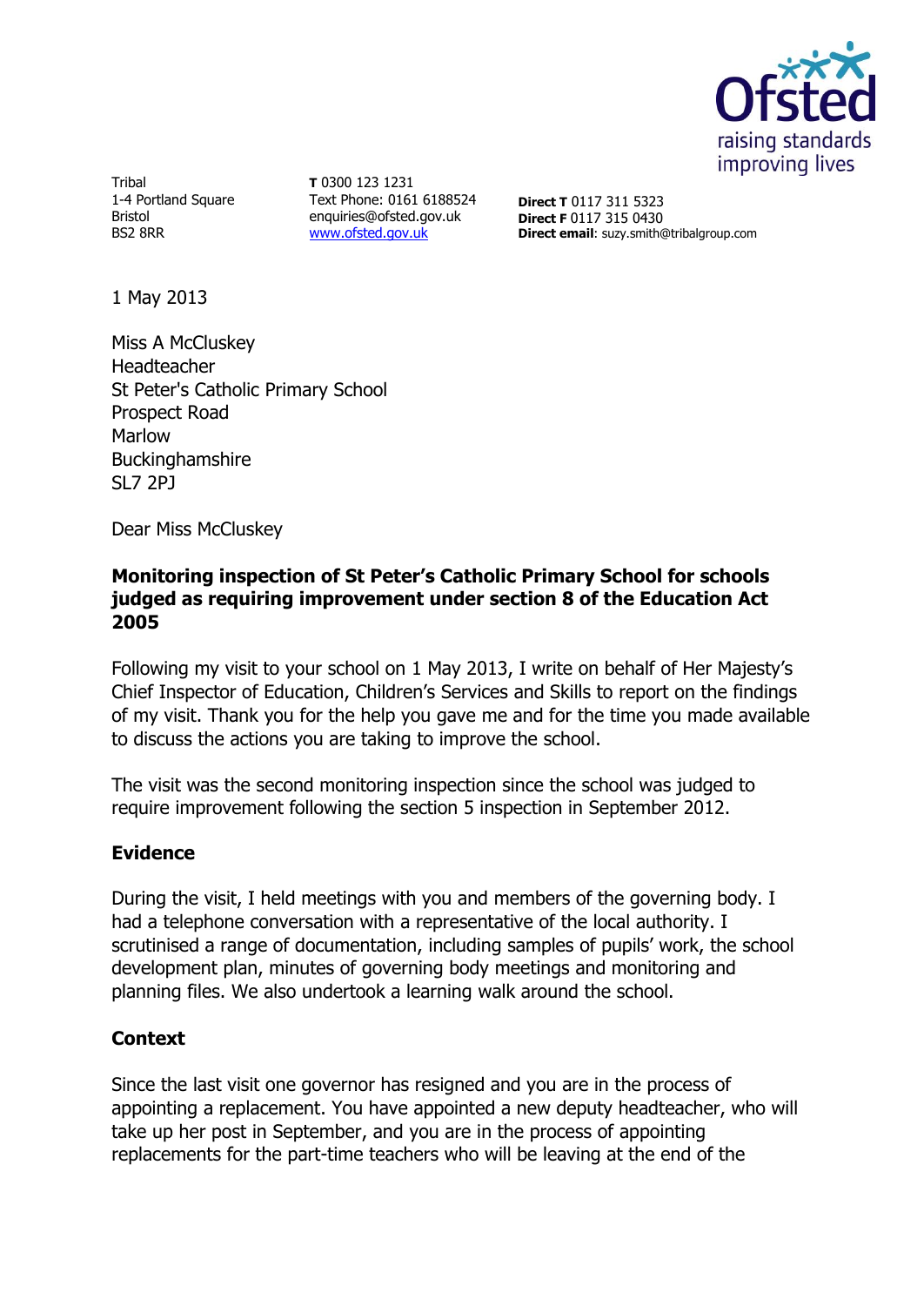Tribal
1-4 Portland Square
Bristol
BS2 8RR

**T** 0300 123 1231
Text Phone: 0161 6188524
enquiries@ofsted.gov.uk
www.ofsted.gov.uk

**Direct T** 0117 311 5323
**Direct F** 0117 315 0430
**Direct email**: suzy.smith@tribalgroup.com

1 May 2013

Miss A McCluskey
Headteacher
St Peter's Catholic Primary School
Prospect Road
Marlow
Buckinghamshire
SL7 2PJ

Dear Miss McCluskey

**Monitoring inspection of St Peter's Catholic Primary School for schools judged as requiring improvement under section 8 of the Education Act 2005**

Following my visit to your school on 1 May 2013, I write on behalf of Her Majesty's Chief Inspector of Education, Children's Services and Skills to report on the findings of my visit. Thank you for the help you gave me and for the time you made available to discuss the actions you are taking to improve the school.

The visit was the second monitoring inspection since the school was judged to require improvement following the section 5 inspection in September 2012.

## Evidence

During the visit, I held meetings with you and members of the governing body. I had a telephone conversation with a representative of the local authority. I scrutinised a range of documentation, including samples of pupils' work, the school development plan, minutes of governing body meetings and monitoring and planning files. We also undertook a learning walk around the school.

## Context

Since the last visit one governor has resigned and you are in the process of appointing a replacement. You have appointed a new deputy headteacher, who will take up her post in September, and you are in the process of appointing replacements for the part-time teachers who will be leaving at the end of the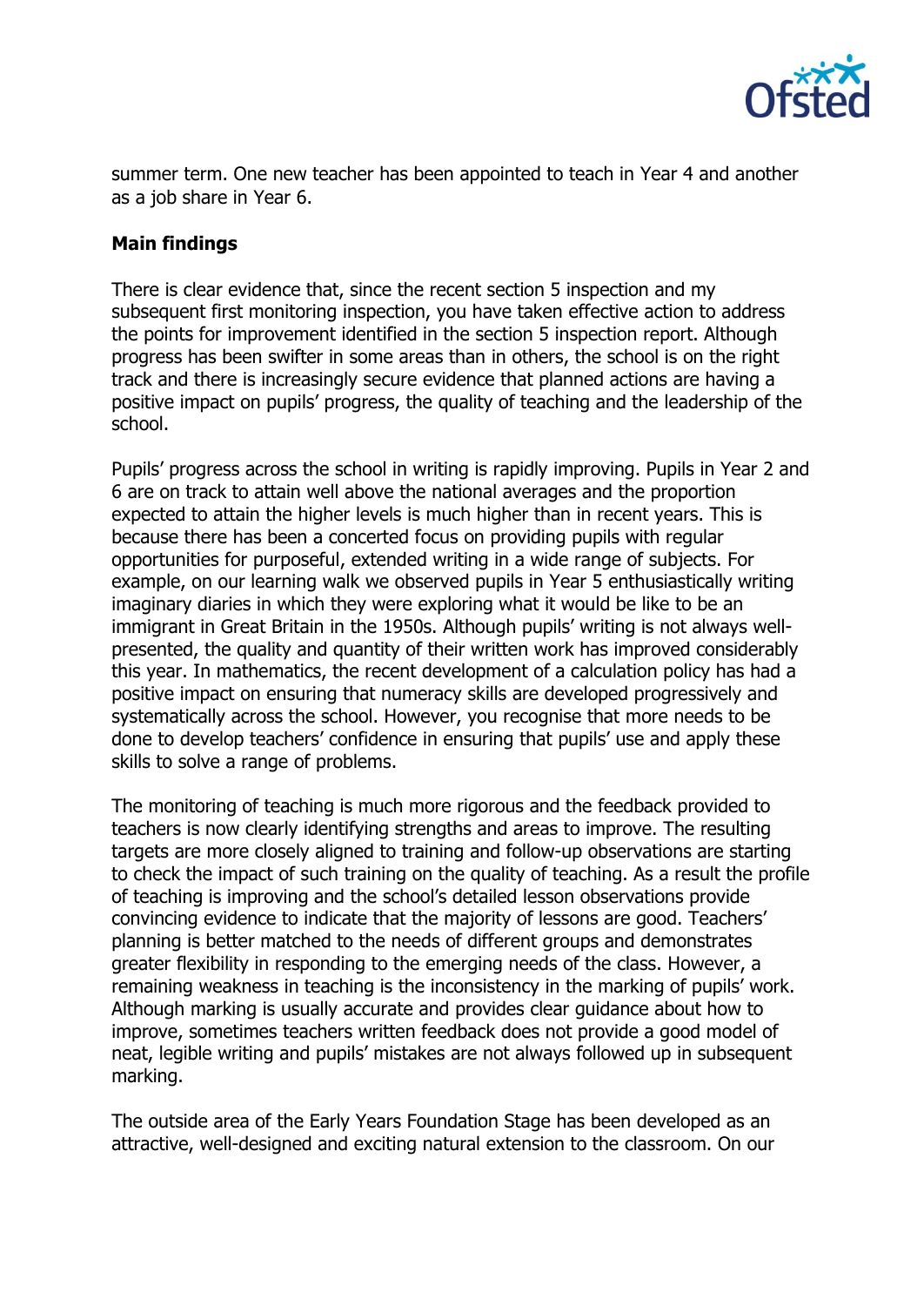summer term. One new teacher has been appointed to teach in Year 4 and another as a job share in Year 6.

**Main findings**

There is clear evidence that, since the recent section 5 inspection and my subsequent first monitoring inspection, you have taken effective action to address the points for improvement identified in the section 5 inspection report. Although progress has been swifter in some areas than in others, the school is on the right track and there is increasingly secure evidence that planned actions are having a positive impact on pupils' progress, the quality of teaching and the leadership of the school.

Pupils' progress across the school in writing is rapidly improving. Pupils in Year 2 and 6 are on track to attain well above the national averages and the proportion expected to attain the higher levels is much higher than in recent years. This is because there has been a concerted focus on providing pupils with regular opportunities for purposeful, extended writing in a wide range of subjects. For example, on our learning walk we observed pupils in Year 5 enthusiastically writing imaginary diaries in which they were exploring what it would be like to be an immigrant in Great Britain in the 1950s. Although pupils' writing is not always well-presented, the quality and quantity of their written work has improved considerably this year. In mathematics, the recent development of a calculation policy has had a positive impact on ensuring that numeracy skills are developed progressively and systematically across the school. However, you recognise that more needs to be done to develop teachers' confidence in ensuring that pupils' use and apply these skills to solve a range of problems.

The monitoring of teaching is much more rigorous and the feedback provided to teachers is now clearly identifying strengths and areas to improve. The resulting targets are more closely aligned to training and follow-up observations are starting to check the impact of such training on the quality of teaching. As a result the profile of teaching is improving and the school's detailed lesson observations provide convincing evidence to indicate that the majority of lessons are good. Teachers' planning is better matched to the needs of different groups and demonstrates greater flexibility in responding to the emerging needs of the class. However, a remaining weakness in teaching is the inconsistency in the marking of pupils' work. Although marking is usually accurate and provides clear guidance about how to improve, sometimes teachers written feedback does not provide a good model of neat, legible writing and pupils' mistakes are not always followed up in subsequent marking.

The outside area of the Early Years Foundation Stage has been developed as an attractive, well-designed and exciting natural extension to the classroom. On our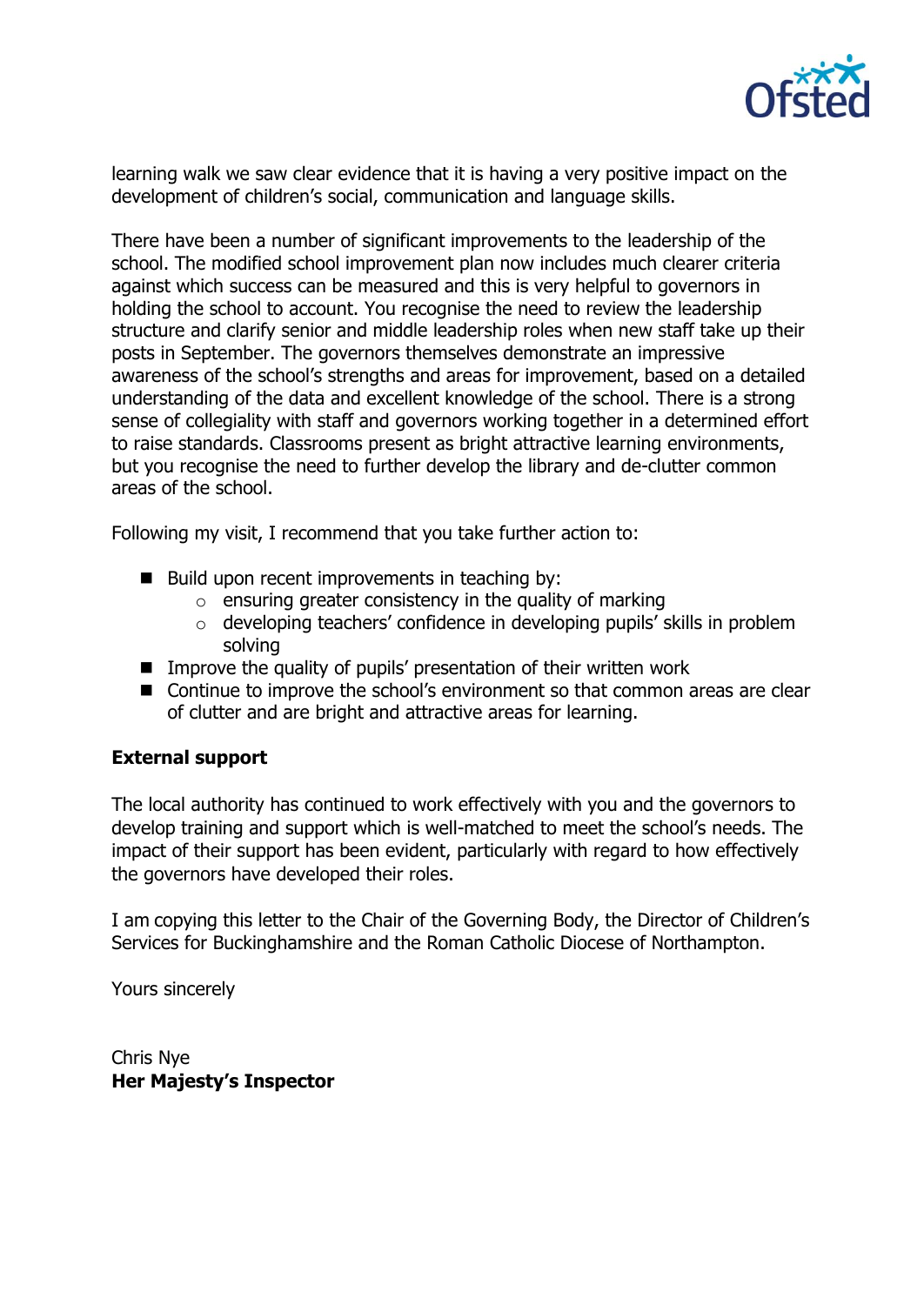learning walk we saw clear evidence that it is having a very positive impact on the development of children's social, communication and language skills.

There have been a number of significant improvements to the leadership of the school. The modified school improvement plan now includes much clearer criteria against which success can be measured and this is very helpful to governors in holding the school to account. You recognise the need to review the leadership structure and clarify senior and middle leadership roles when new staff take up their posts in September. The governors themselves demonstrate an impressive awareness of the school's strengths and areas for improvement, based on a detailed understanding of the data and excellent knowledge of the school. There is a strong sense of collegiality with staff and governors working together in a determined effort to raise standards. Classrooms present as bright attractive learning environments, but you recognise the need to further develop the library and de-clutter common areas of the school.

Following my visit, I recommend that you take further action to:

- Build upon recent improvements in teaching by:
  - ensuring greater consistency in the quality of marking
  - developing teachers' confidence in developing pupils' skills in problem solving
- Improve the quality of pupils' presentation of their written work
- Continue to improve the school's environment so that common areas are clear of clutter and are bright and attractive areas for learning.

**External support**

The local authority has continued to work effectively with you and the governors to develop training and support which is well-matched to meet the school's needs. The impact of their support has been evident, particularly with regard to how effectively the governors have developed their roles.

I am copying this letter to the Chair of the Governing Body, the Director of Children's Services for Buckinghamshire and the Roman Catholic Diocese of Northampton.

Yours sincerely

Chris Nye
**Her Majesty's Inspector**